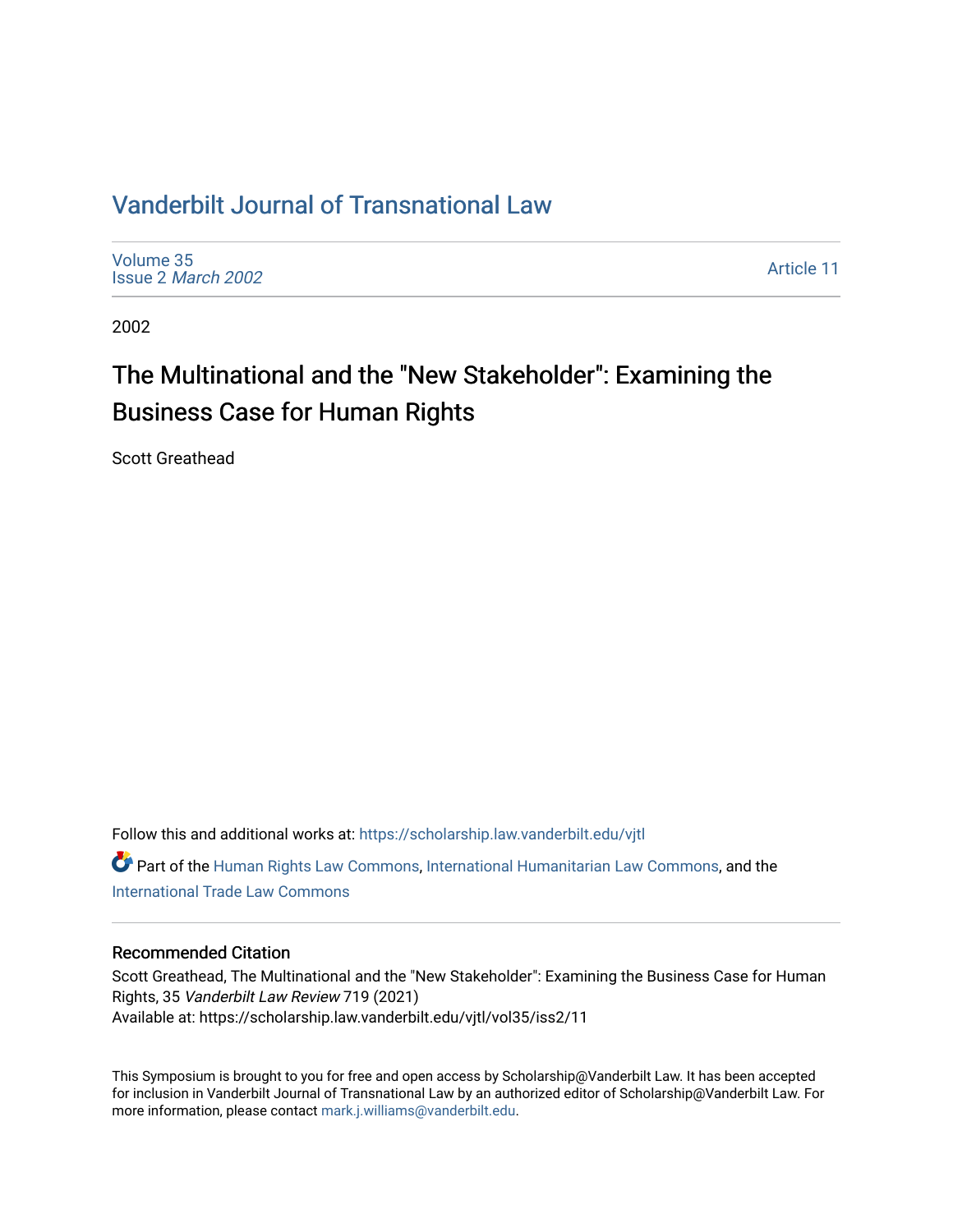# Vanderbilt Journal of Transnational Law

Volume 35
Issue 2 *March 2002*

Article 11

2002

## The Multinational and the "New Stakeholder": Examining the Business Case for Human Rights

Scott Greathead

Follow this and additional works at: https://scholarship.law.vanderbilt.edu/vjtl

Part of the Human Rights Law Commons, International Humanitarian Law Commons, and the International Trade Law Commons

### Recommended Citation

Scott Greathead, The Multinational and the "New Stakeholder": Examining the Business Case for Human Rights, 35 *Vanderbilt Law Review* 719 (2021)
Available at: https://scholarship.law.vanderbilt.edu/vjtl/vol35/iss2/11

This Symposium is brought to you for free and open access by Scholarship@Vanderbilt Law. It has been accepted for inclusion in Vanderbilt Journal of Transnational Law by an authorized editor of Scholarship@Vanderbilt Law. For more information, please contact mark.j.williams@vanderbilt.edu.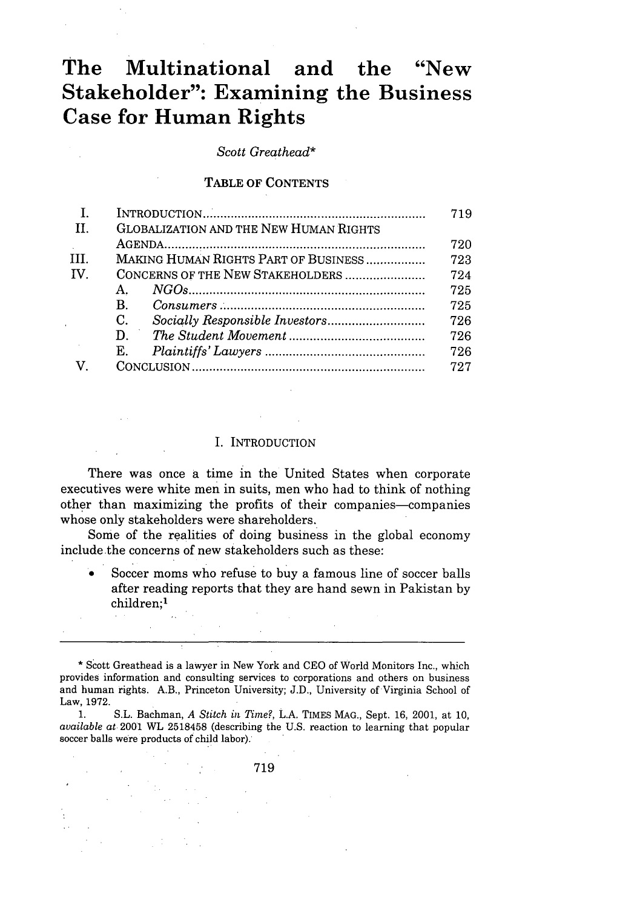# The Multinational and the "New Stakeholder": Examining the Business Case for Human Rights

*Scott Greathead**

TABLE OF CONTENTS

| | | |
|---|---|---|
| I. | INTRODUCTION | 719 |
| II. | GLOBALIZATION AND THE NEW HUMAN RIGHTS AGENDA | 720 |
| III. | MAKING HUMAN RIGHTS PART OF BUSINESS | 723 |
| IV. | CONCERNS OF THE NEW STAKEHOLDERS | 724 |
| | A. *NGOs* | 725 |
| | B. *Consumers* | 725 |
| | C. *Socially Responsible Investors* | 726 |
| | D. *The Student Movement* | 726 |
| | E. *Plaintiffs' Lawyers* | 726 |
| V. | CONCLUSION | 727 |

## I. INTRODUCTION

There was once a time in the United States when corporate executives were white men in suits, men who had to think of nothing other than maximizing the profits of their companies—companies whose only stakeholders were shareholders.

Some of the realities of doing business in the global economy include the concerns of new stakeholders such as these:

- Soccer moms who refuse to buy a famous line of soccer balls after reading reports that they are hand sewn in Pakistan by children;[1]

---

\* Scott Greathead is a lawyer in New York and CEO of World Monitors Inc., which provides information and consulting services to corporations and others on business and human rights. A.B., Princeton University; J.D., University of Virginia School of Law, 1972.

1. S.L. Bachman, *A Stitch in Time?*, L.A. TIMES MAG., Sept. 16, 2001, at 10, *available at* 2001 WL 2518458 (describing the U.S. reaction to learning that popular soccer balls were products of child labor).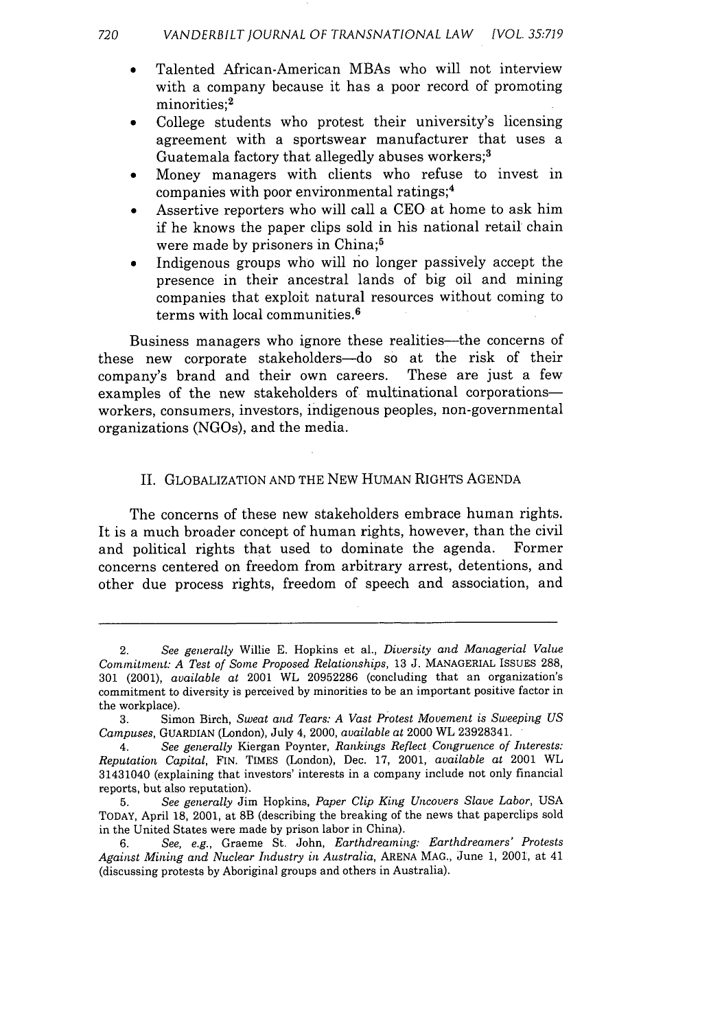- Talented African-American MBAs who will not interview with a company because it has a poor record of promoting minorities;[2]
- College students who protest their university's licensing agreement with a sportswear manufacturer that uses a Guatemala factory that allegedly abuses workers;[3]
- Money managers with clients who refuse to invest in companies with poor environmental ratings;[4]
- Assertive reporters who will call a CEO at home to ask him if he knows the paper clips sold in his national retail chain were made by prisoners in China;[5]
- Indigenous groups who will no longer passively accept the presence in their ancestral lands of big oil and mining companies that exploit natural resources without coming to terms with local communities.[6]

Business managers who ignore these realities—the concerns of these new corporate stakeholders—do so at the risk of their company's brand and their own careers. These are just a few examples of the new stakeholders of multinational corporations—workers, consumers, investors, indigenous peoples, non-governmental organizations (NGOs), and the media.

## II. GLOBALIZATION AND THE NEW HUMAN RIGHTS AGENDA

The concerns of these new stakeholders embrace human rights. It is a much broader concept of human rights, however, than the civil and political rights that used to dominate the agenda. Former concerns centered on freedom from arbitrary arrest, detentions, and other due process rights, freedom of speech and association, and

---

2. *See generally* Willie E. Hopkins et al., *Diversity and Managerial Value Commitment: A Test of Some Proposed Relationships*, 13 J. MANAGERIAL ISSUES 288, 301 (2001), *available at* 2001 WL 20952286 (concluding that an organization's commitment to diversity is perceived by minorities to be an important positive factor in the workplace).

3. Simon Birch, *Sweat and Tears: A Vast Protest Movement is Sweeping US Campuses*, GUARDIAN (London), July 4, 2000, *available at* 2000 WL 23928341.

4. *See generally* Kiergan Poynter, *Rankings Reflect Congruence of Interests: Reputation Capital*, FIN. TIMES (London), Dec. 17, 2001, *available at* 2001 WL 31431040 (explaining that investors' interests in a company include not only financial reports, but also reputation).

5. *See generally* Jim Hopkins, *Paper Clip King Uncovers Slave Labor*, USA TODAY, April 18, 2001, at 8B (describing the breaking of the news that paperclips sold in the United States were made by prison labor in China).

6. *See, e.g.*, Graeme St. John, *Earthdreaming: Earthdreamers' Protests Against Mining and Nuclear Industry in Australia*, ARENA MAG., June 1, 2001, at 41 (discussing protests by Aboriginal groups and others in Australia).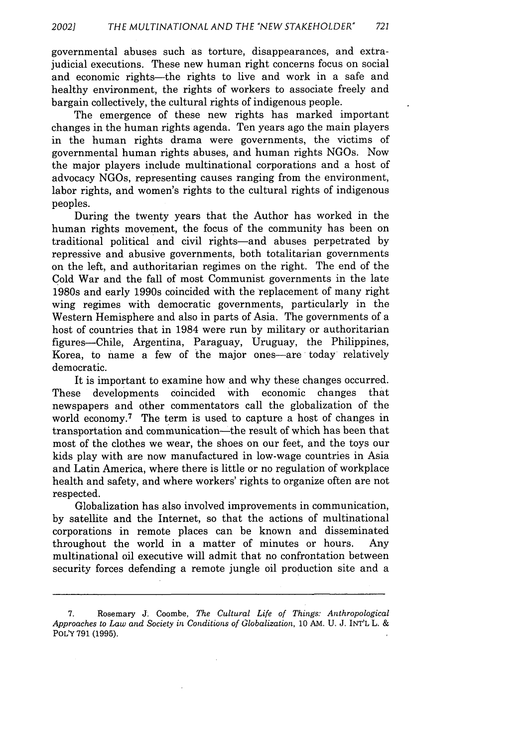governmental abuses such as torture, disappearances, and extra-judicial executions. These new human right concerns focus on social and economic rights—the rights to live and work in a safe and healthy environment, the rights of workers to associate freely and bargain collectively, the cultural rights of indigenous people.

The emergence of these new rights has marked important changes in the human rights agenda. Ten years ago the main players in the human rights drama were governments, the victims of governmental human rights abuses, and human rights NGOs. Now the major players include multinational corporations and a host of advocacy NGOs, representing causes ranging from the environment, labor rights, and women's rights to the cultural rights of indigenous peoples.

During the twenty years that the Author has worked in the human rights movement, the focus of the community has been on traditional political and civil rights—and abuses perpetrated by repressive and abusive governments, both totalitarian governments on the left, and authoritarian regimes on the right. The end of the Cold War and the fall of most Communist governments in the late 1980s and early 1990s coincided with the replacement of many right wing regimes with democratic governments, particularly in the Western Hemisphere and also in parts of Asia. The governments of a host of countries that in 1984 were run by military or authoritarian figures—Chile, Argentina, Paraguay, Uruguay, the Philippines, Korea, to name a few of the major ones—are today relatively democratic.

It is important to examine how and why these changes occurred. These developments coincided with economic changes that newspapers and other commentators call the globalization of the world economy.[7] The term is used to capture a host of changes in transportation and communication—the result of which has been that most of the clothes we wear, the shoes on our feet, and the toys our kids play with are now manufactured in low-wage countries in Asia and Latin America, where there is little or no regulation of workplace health and safety, and where workers' rights to organize often are not respected.

Globalization has also involved improvements in communication, by satellite and the Internet, so that the actions of multinational corporations in remote places can be known and disseminated throughout the world in a matter of minutes or hours. Any multinational oil executive will admit that no confrontation between security forces defending a remote jungle oil production site and a

---

7. Rosemary J. Coombe, *The Cultural Life of Things: Anthropological Approaches to Law and Society in Conditions of Globalization*, 10 AM. U. J. INT'L L. & POL'Y 791 (1995).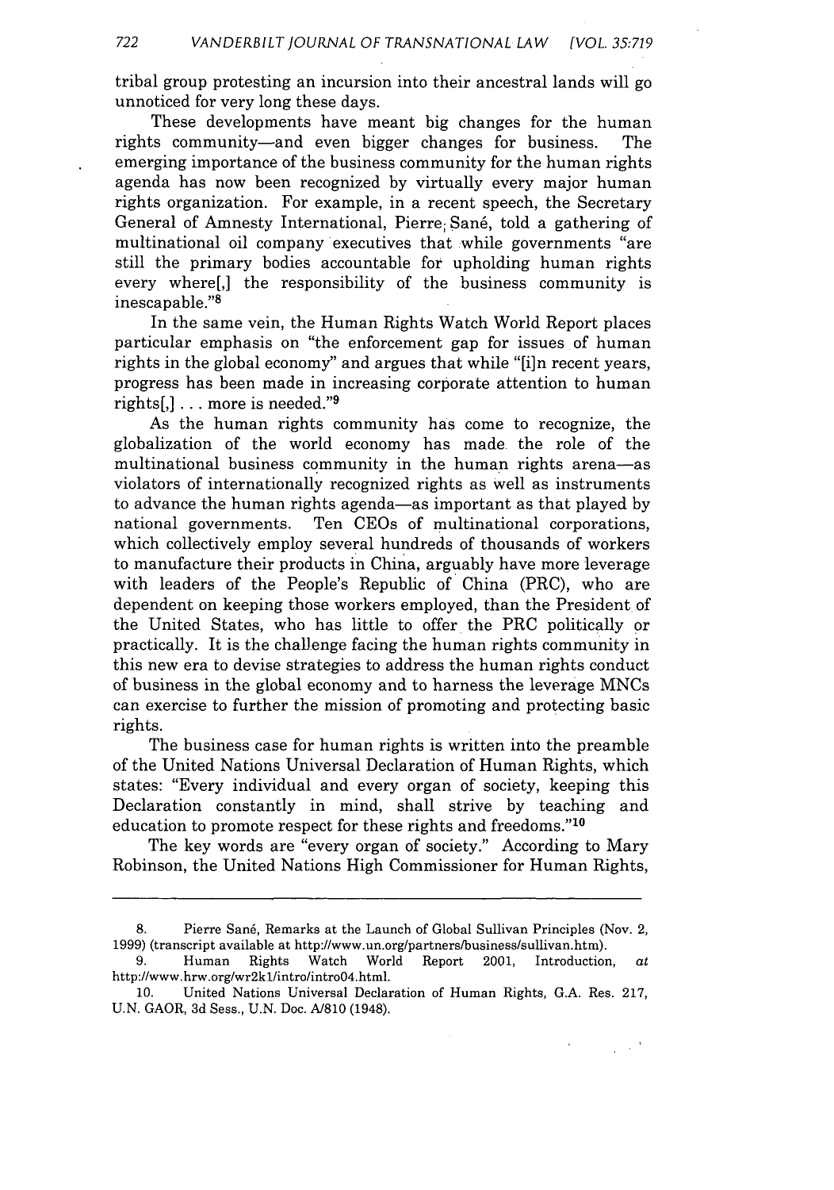tribal group protesting an incursion into their ancestral lands will go unnoticed for very long these days.

These developments have meant big changes for the human rights community—and even bigger changes for business. The emerging importance of the business community for the human rights agenda has now been recognized by virtually every major human rights organization. For example, in a recent speech, the Secretary General of Amnesty International, Pierre Sané, told a gathering of multinational oil company executives that while governments "are still the primary bodies accountable for upholding human rights every where[,] the responsibility of the business community is inescapable."[8]

In the same vein, the Human Rights Watch World Report places particular emphasis on "the enforcement gap for issues of human rights in the global economy" and argues that while "[i]n recent years, progress has been made in increasing corporate attention to human rights[,] . . . more is needed."[9]

As the human rights community has come to recognize, the globalization of the world economy has made the role of the multinational business community in the human rights arena—as violators of internationally recognized rights as well as instruments to advance the human rights agenda—as important as that played by national governments. Ten CEOs of multinational corporations, which collectively employ several hundreds of thousands of workers to manufacture their products in China, arguably have more leverage with leaders of the People's Republic of China (PRC), who are dependent on keeping those workers employed, than the President of the United States, who has little to offer the PRC politically or practically. It is the challenge facing the human rights community in this new era to devise strategies to address the human rights conduct of business in the global economy and to harness the leverage MNCs can exercise to further the mission of promoting and protecting basic rights.

The business case for human rights is written into the preamble of the United Nations Universal Declaration of Human Rights, which states: "Every individual and every organ of society, keeping this Declaration constantly in mind, shall strive by teaching and education to promote respect for these rights and freedoms."[10]

The key words are "every organ of society." According to Mary Robinson, the United Nations High Commissioner for Human Rights,

---

8. Pierre Sané, Remarks at the Launch of Global Sullivan Principles (Nov. 2, 1999) (transcript available at http://www.un.org/partners/business/sullivan.htm).

9. Human Rights Watch World Report 2001, Introduction, *at* http://www.hrw.org/wr2k1/intro/intro04.html.

10. United Nations Universal Declaration of Human Rights, G.A. Res. 217, U.N. GAOR, 3d Sess., U.N. Doc. A/810 (1948).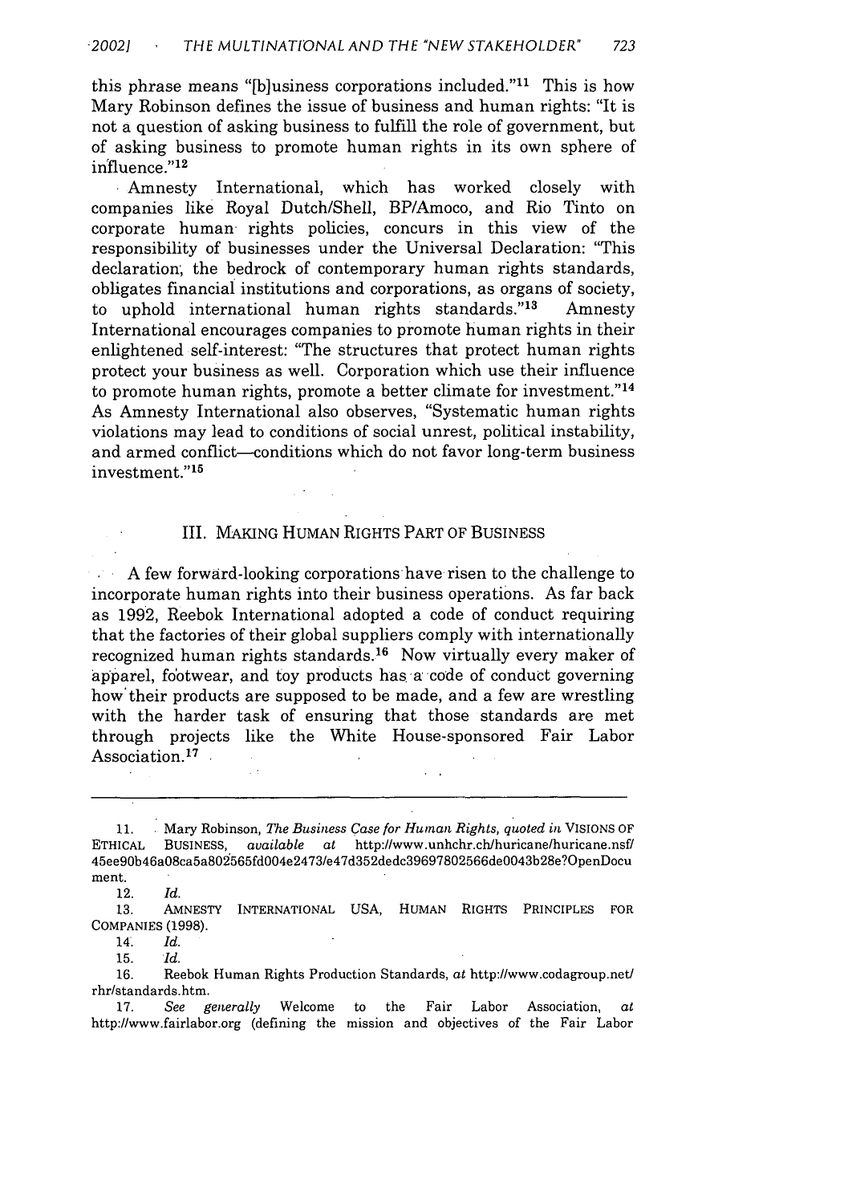this phrase means "[b]usiness corporations included."[11] This is how Mary Robinson defines the issue of business and human rights: "It is not a question of asking business to fulfill the role of government, but of asking business to promote human rights in its own sphere of influence."[12]

Amnesty International, which has worked closely with companies like Royal Dutch/Shell, BP/Amoco, and Rio Tinto on corporate human rights policies, concurs in this view of the responsibility of businesses under the Universal Declaration: "This declaration, the bedrock of contemporary human rights standards, obligates financial institutions and corporations, as organs of society, to uphold international human rights standards."[13] Amnesty International encourages companies to promote human rights in their enlightened self-interest: "The structures that protect human rights protect your business as well. Corporation which use their influence to promote human rights, promote a better climate for investment."[14] As Amnesty International also observes, "Systematic human rights violations may lead to conditions of social unrest, political instability, and armed conflict—conditions which do not favor long-term business investment."[15]

## III. MAKING HUMAN RIGHTS PART OF BUSINESS

A few forward-looking corporations have risen to the challenge to incorporate human rights into their business operations. As far back as 1992, Reebok International adopted a code of conduct requiring that the factories of their global suppliers comply with internationally recognized human rights standards.[16] Now virtually every maker of apparel, footwear, and toy products has a code of conduct governing how their products are supposed to be made, and a few are wrestling with the harder task of ensuring that those standards are met through projects like the White House-sponsored Fair Labor Association.[17]

---

11. Mary Robinson, *The Business Case for Human Rights, quoted in* VISIONS OF ETHICAL BUSINESS, *available at* http://www.unhchr.ch/huricane/huricane.nsf/45ee90b46a08ca5a802565fd004e2473/e47d352dedc39697802566de0043b28e?OpenDocument.

12. *Id.*

13. AMNESTY INTERNATIONAL USA, HUMAN RIGHTS PRINCIPLES FOR COMPANIES (1998).

14. *Id.*

15. *Id.*

16. Reebok Human Rights Production Standards, *at* http://www.codagroup.net/rhr/standards.htm.

17. *See generally* Welcome to the Fair Labor Association, *at* http://www.fairlabor.org (defining the mission and objectives of the Fair Labor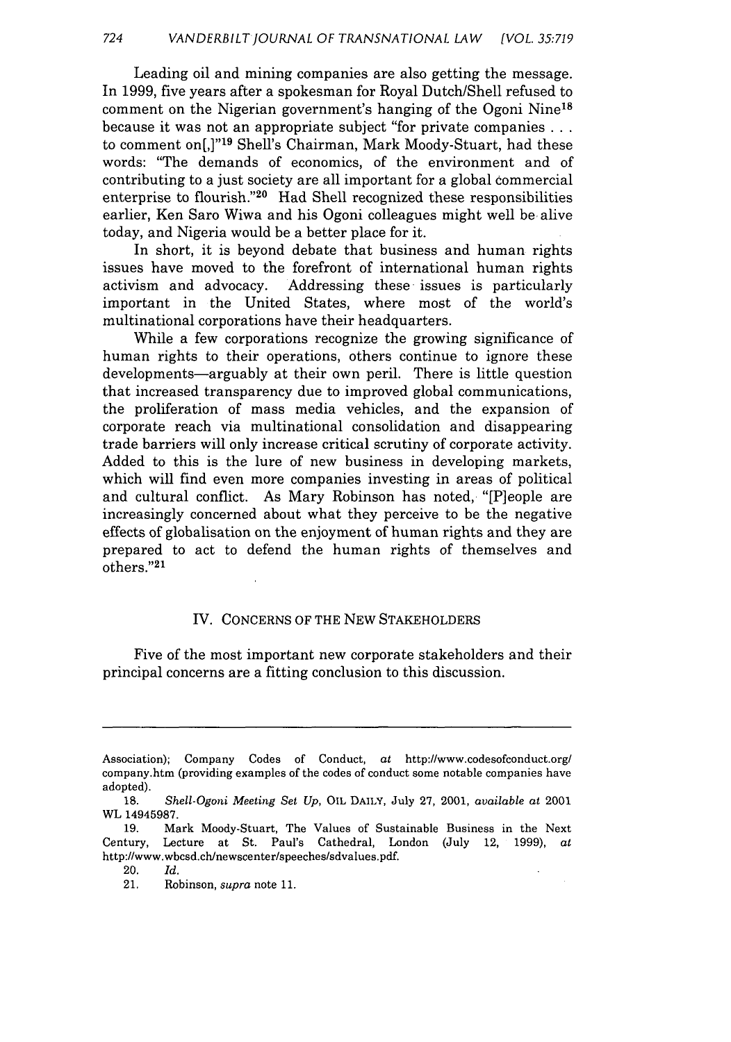Leading oil and mining companies are also getting the message. In 1999, five years after a spokesman for Royal Dutch/Shell refused to comment on the Nigerian government's hanging of the Ogoni Nine[18] because it was not an appropriate subject "for private companies . . . to comment on[,]"[19] Shell's Chairman, Mark Moody-Stuart, had these words: "The demands of economics, of the environment and of contributing to a just society are all important for a global commercial enterprise to flourish."[20] Had Shell recognized these responsibilities earlier, Ken Saro Wiwa and his Ogoni colleagues might well be alive today, and Nigeria would be a better place for it.

In short, it is beyond debate that business and human rights issues have moved to the forefront of international human rights activism and advocacy. Addressing these issues is particularly important in the United States, where most of the world's multinational corporations have their headquarters.

While a few corporations recognize the growing significance of human rights to their operations, others continue to ignore these developments—arguably at their own peril. There is little question that increased transparency due to improved global communications, the proliferation of mass media vehicles, and the expansion of corporate reach via multinational consolidation and disappearing trade barriers will only increase critical scrutiny of corporate activity. Added to this is the lure of new business in developing markets, which will find even more companies investing in areas of political and cultural conflict. As Mary Robinson has noted, "[P]eople are increasingly concerned about what they perceive to be the negative effects of globalisation on the enjoyment of human rights and they are prepared to act to defend the human rights of themselves and others."[21]

## IV. CONCERNS OF THE NEW STAKEHOLDERS

Five of the most important new corporate stakeholders and their principal concerns are a fitting conclusion to this discussion.

---

Association); Company Codes of Conduct, *at* http://www.codesofconduct.org/company.htm (providing examples of the codes of conduct some notable companies have adopted).

18. *Shell-Ogoni Meeting Set Up*, OIL DAILY, July 27, 2001, *available at* 2001 WL 14945987.

19. Mark Moody-Stuart, The Values of Sustainable Business in the Next Century, Lecture at St. Paul's Cathedral, London (July 12, 1999), *at* http://www.wbcsd.ch/newscenter/speeches/sdvalues.pdf.

20. *Id.*

21. Robinson, *supra* note 11.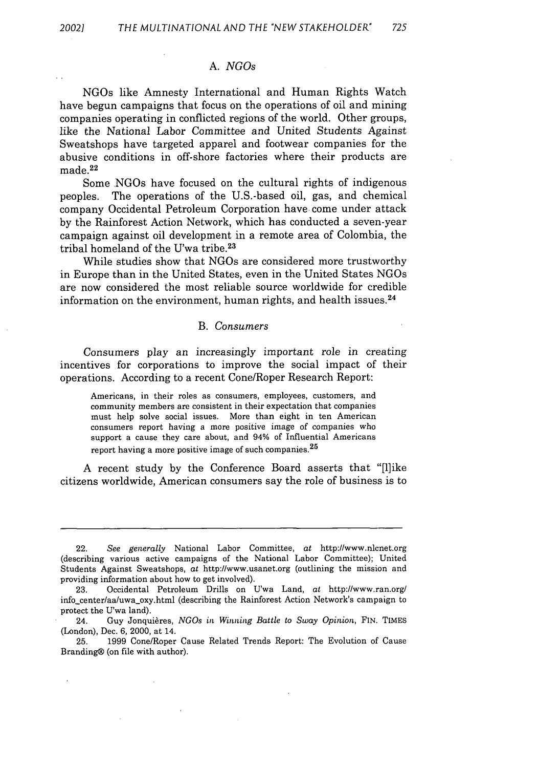### A. *NGOs*

NGOs like Amnesty International and Human Rights Watch have begun campaigns that focus on the operations of oil and mining companies operating in conflicted regions of the world. Other groups, like the National Labor Committee and United Students Against Sweatshops have targeted apparel and footwear companies for the abusive conditions in off-shore factories where their products are made.[22]

Some NGOs have focused on the cultural rights of indigenous peoples. The operations of the U.S.-based oil, gas, and chemical company Occidental Petroleum Corporation have come under attack by the Rainforest Action Network, which has conducted a seven-year campaign against oil development in a remote area of Colombia, the tribal homeland of the U'wa tribe.[23]

While studies show that NGOs are considered more trustworthy in Europe than in the United States, even in the United States NGOs are now considered the most reliable source worldwide for credible information on the environment, human rights, and health issues.[24]

### B. *Consumers*

Consumers play an increasingly important role in creating incentives for corporations to improve the social impact of their operations. According to a recent Cone/Roper Research Report:

> Americans, in their roles as consumers, employees, customers, and community members are consistent in their expectation that companies must help solve social issues. More than eight in ten American consumers report having a more positive image of companies who support a cause they care about, and 94% of Influential Americans report having a more positive image of such companies.[25]

A recent study by the Conference Board asserts that "[l]ike citizens worldwide, American consumers say the role of business is to

---

22. *See generally* National Labor Committee, *at* http://www.nlcnet.org (describing various active campaigns of the National Labor Committee); United Students Against Sweatshops, *at* http://www.usanet.org (outlining the mission and providing information about how to get involved).

23. Occidental Petroleum Drills on U'wa Land, *at* http://www.ran.org/info_center/aa/uwa_oxy.html (describing the Rainforest Action Network's campaign to protect the U'wa land).

24. Guy Jonquières, *NGOs in Winning Battle to Sway Opinion*, FIN. TIMES (London), Dec. 6, 2000, at 14.

25. 1999 Cone/Roper Cause Related Trends Report: The Evolution of Cause Branding® (on file with author).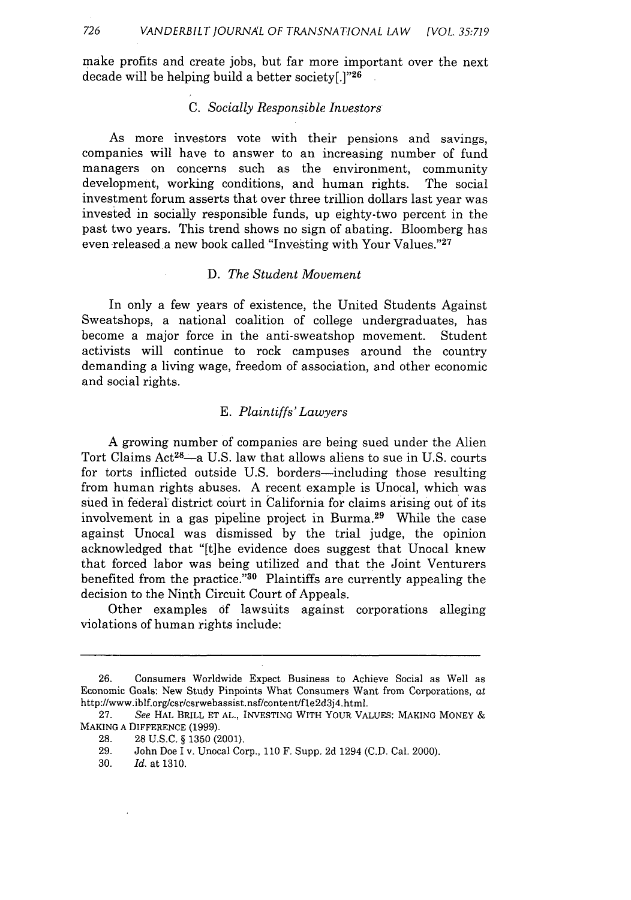make profits and create jobs, but far more important over the next decade will be helping build a better society[.]"[26]

### C. *Socially Responsible Investors*

As more investors vote with their pensions and savings, companies will have to answer to an increasing number of fund managers on concerns such as the environment, community development, working conditions, and human rights. The social investment forum asserts that over three trillion dollars last year was invested in socially responsible funds, up eighty-two percent in the past two years. This trend shows no sign of abating. Bloomberg has even released a new book called "Investing with Your Values."[27]

### D. *The Student Movement*

In only a few years of existence, the United Students Against Sweatshops, a national coalition of college undergraduates, has become a major force in the anti-sweatshop movement. Student activists will continue to rock campuses around the country demanding a living wage, freedom of association, and other economic and social rights.

### E. *Plaintiffs' Lawyers*

A growing number of companies are being sued under the Alien Tort Claims Act[28]—a U.S. law that allows aliens to sue in U.S. courts for torts inflicted outside U.S. borders—including those resulting from human rights abuses. A recent example is Unocal, which was sued in federal district court in California for claims arising out of its involvement in a gas pipeline project in Burma.[29] While the case against Unocal was dismissed by the trial judge, the opinion acknowledged that "[t]he evidence does suggest that Unocal knew that forced labor was being utilized and that the Joint Venturers benefited from the practice."[30] Plaintiffs are currently appealing the decision to the Ninth Circuit Court of Appeals.

Other examples of lawsuits against corporations alleging violations of human rights include:

---

26. Consumers Worldwide Expect Business to Achieve Social as Well as Economic Goals: New Study Pinpoints What Consumers Want from Corporations, *at* http://www.iblf.org/csr/csrwebassist.nsf/content/f1e2d3j4.html.

27. *See* HAL BRILL ET AL., INVESTING WITH YOUR VALUES: MAKING MONEY & MAKING A DIFFERENCE (1999).

28. 28 U.S.C. § 1350 (2001).

29. John Doe I v. Unocal Corp., 110 F. Supp. 2d 1294 (C.D. Cal. 2000).

30. *Id.* at 1310.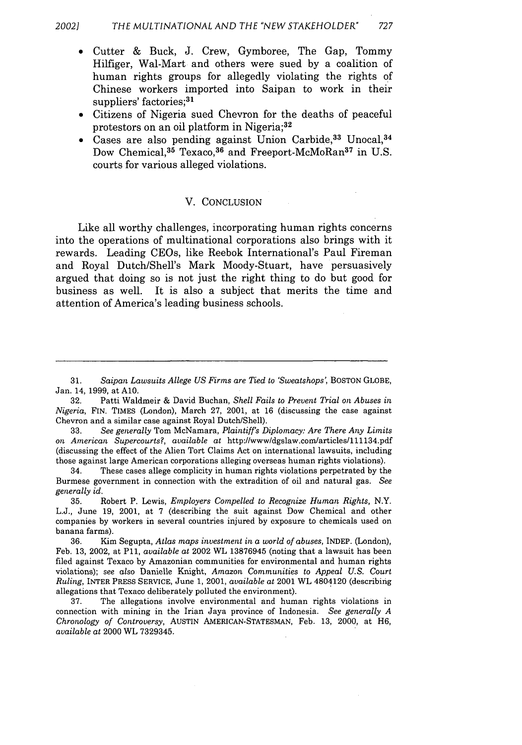- Cutter & Buck, J. Crew, Gymboree, The Gap, Tommy Hilfiger, Wal-Mart and others were sued by a coalition of human rights groups for allegedly violating the rights of Chinese workers imported into Saipan to work in their suppliers' factories;[31]
- Citizens of Nigeria sued Chevron for the deaths of peaceful protestors on an oil platform in Nigeria;[32]
- Cases are also pending against Union Carbide,[33] Unocal,[34] Dow Chemical,[35] Texaco,[36] and Freeport-McMoRan[37] in U.S. courts for various alleged violations.

## V. CONCLUSION

Like all worthy challenges, incorporating human rights concerns into the operations of multinational corporations also brings with it rewards. Leading CEOs, like Reebok International's Paul Fireman and Royal Dutch/Shell's Mark Moody-Stuart, have persuasively argued that doing so is not just the right thing to do but good for business as well. It is also a subject that merits the time and attention of America's leading business schools.

---

31. *Saipan Lawsuits Allege US Firms are Tied to 'Sweatshops'*, BOSTON GLOBE, Jan. 14, 1999, at A10.

32. Patti Waldmeir & David Buchan, *Shell Fails to Prevent Trial on Abuses in Nigeria*, FIN. TIMES (London), March 27, 2001, at 16 (discussing the case against Chevron and a similar case against Royal Dutch/Shell).

33. *See generally* Tom McNamara, *Plaintiff's Diplomacy: Are There Any Limits on American Supercourts?*, *available at* http://www/dgslaw.com/articles/111134.pdf (discussing the effect of the Alien Tort Claims Act on international lawsuits, including those against large American corporations alleging overseas human rights violations).

34. These cases allege complicity in human rights violations perpetrated by the Burmese government in connection with the extradition of oil and natural gas. *See generally id.*

35. Robert P. Lewis, *Employers Compelled to Recognize Human Rights*, N.Y. L.J., June 19, 2001, at 7 (describing the suit against Dow Chemical and other companies by workers in several countries injured by exposure to chemicals used on banana farms).

36. Kim Segupta, *Atlas maps investment in a world of abuses*, INDEP. (London), Feb. 13, 2002, at P11, *available at* 2002 WL 13876945 (noting that a lawsuit has been filed against Texaco by Amazonian communities for environmental and human rights violations); *see also* Danielle Knight, *Amazon Communities to Appeal U.S. Court Ruling*, INTER PRESS SERVICE, June 1, 2001, *available at* 2001 WL 4804120 (describing allegations that Texaco deliberately polluted the environment).

37. The allegations involve environmental and human rights violations in connection with mining in the Irian Jaya province of Indonesia. *See generally A Chronology of Controversy*, AUSTIN AMERICAN-STATESMAN, Feb. 13, 2000, at H6, *available at* 2000 WL 7329345.